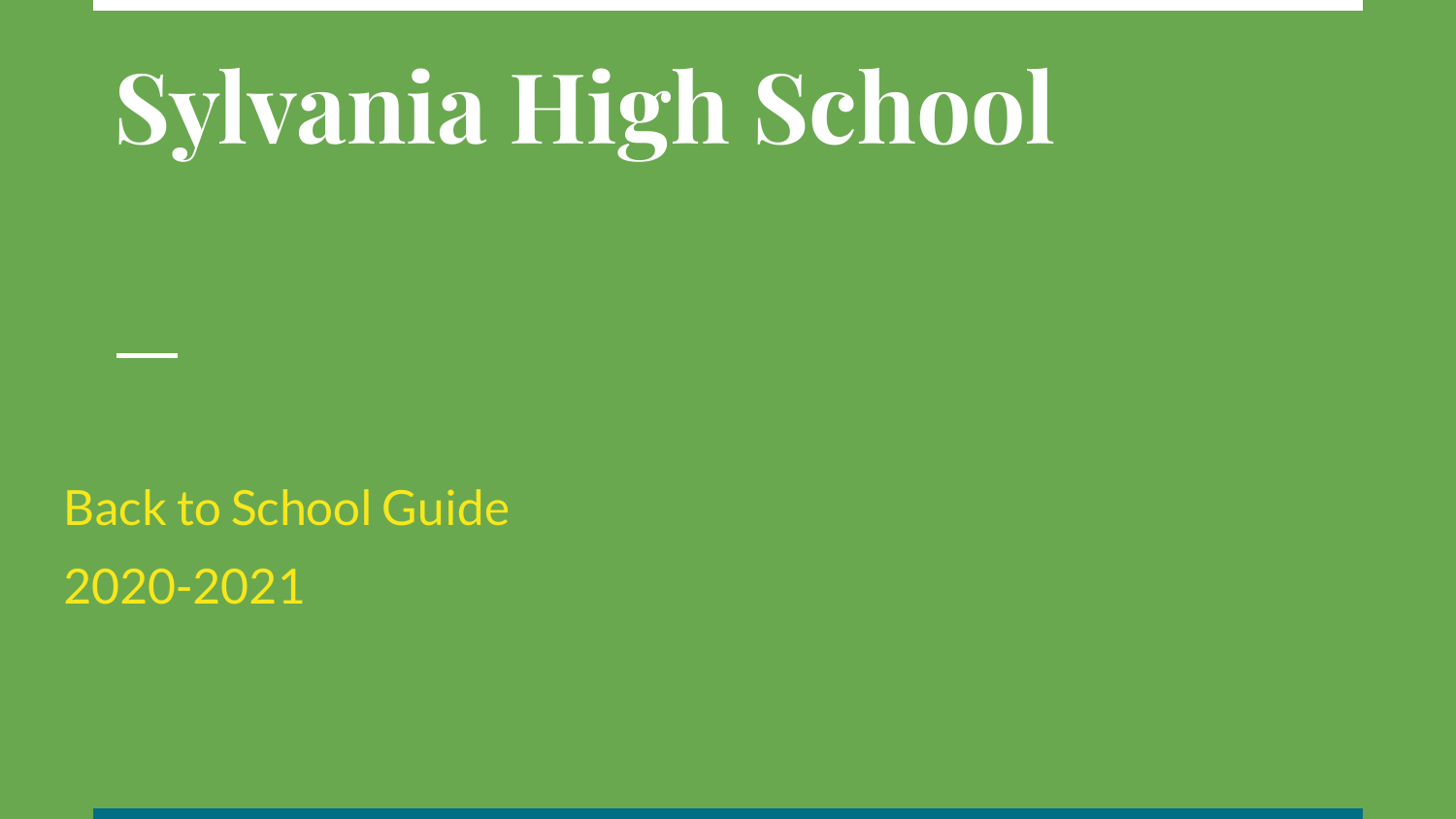# Sylvania High School

Back to School Guide

2020-2021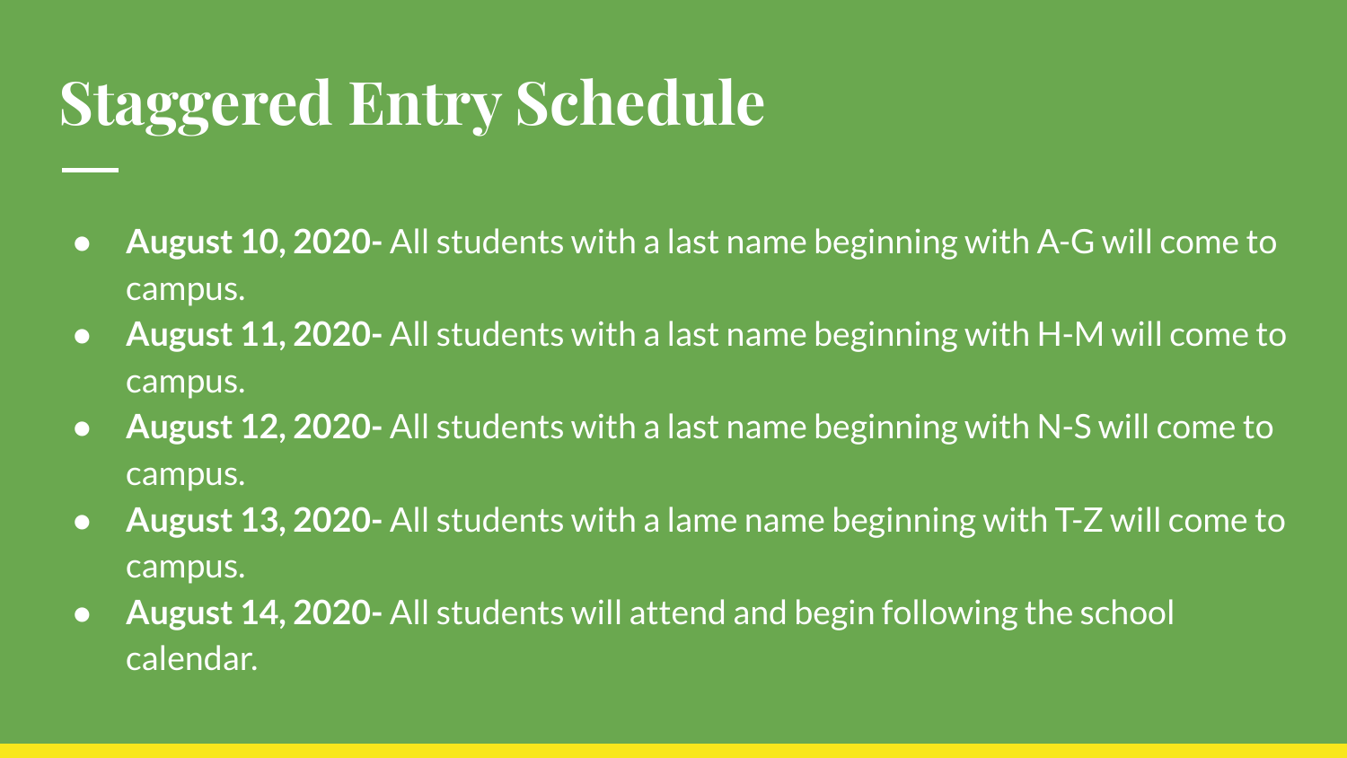# Staggered Entry Schedule

- **August 10, 2020-** All students with a last name beginning with A-G will come to campus.
- **August 11, 2020-** All students with a last name beginning with H-M will come to campus.
- **August 12, 2020-** All students with a last name beginning with N-S will come to campus.
- **August 13, 2020-** All students with a lame name beginning with T-Z will come to campus.
- **August 14, 2020-** All students will attend and begin following the school calendar.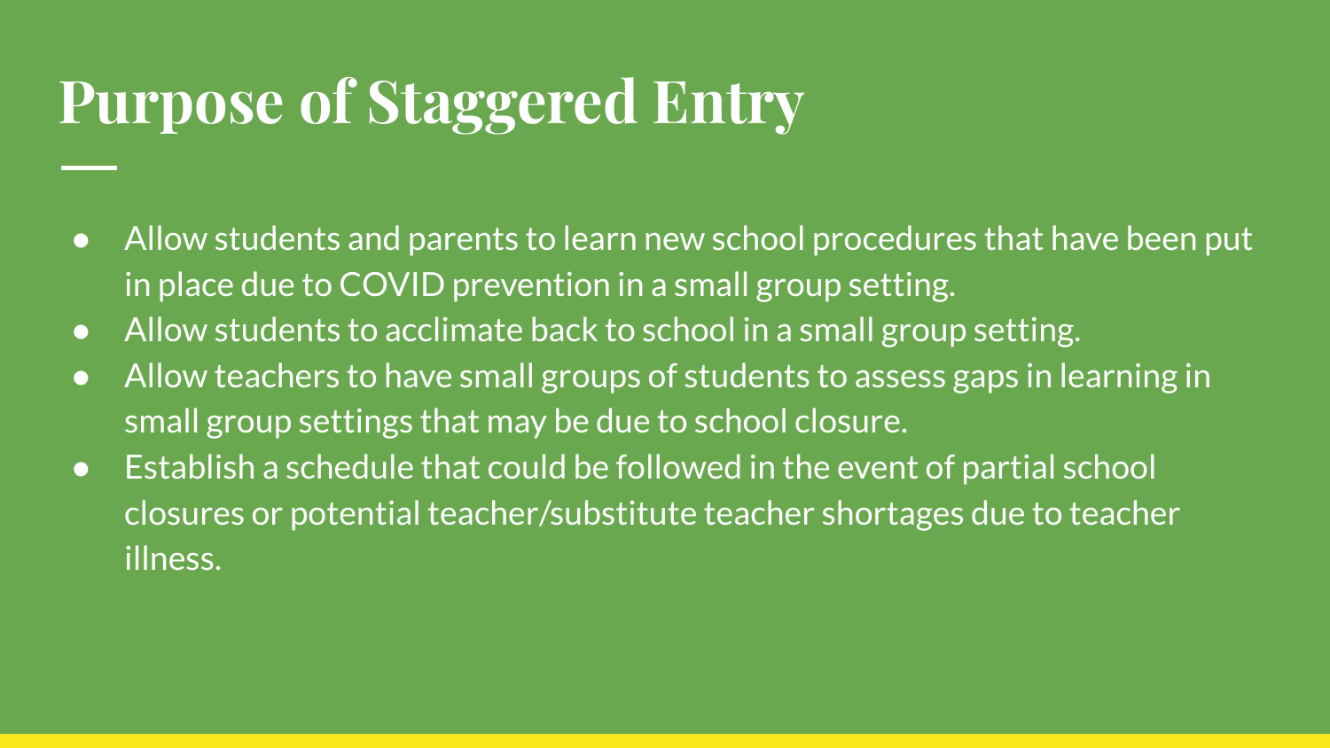# Purpose of Staggered Entry

- Allow students and parents to learn new school procedures that have been put in place due to COVID prevention in a small group setting.
- Allow students to acclimate back to school in a small group setting.
- Allow teachers to have small groups of students to assess gaps in learning in small group settings that may be due to school closure.
- Establish a schedule that could be followed in the event of partial school closures or potential teacher/substitute teacher shortages due to teacher illness.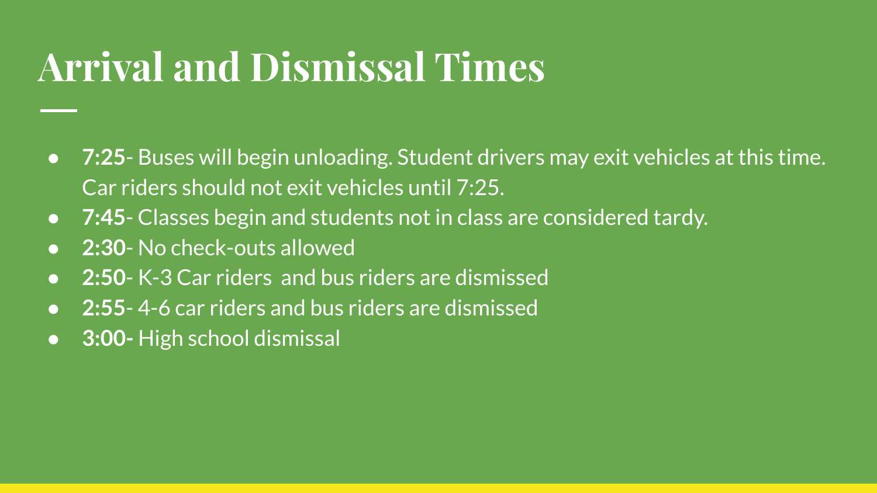# Arrival and Dismissal Times

- **7:25**- Buses will begin unloading. Student drivers may exit vehicles at this time. Car riders should not exit vehicles until 7:25.
- **7:45**- Classes begin and students not in class are considered tardy.
- **2:30**- No check-outs allowed
- **2:50**- K-3 Car riders and bus riders are dismissed
- **2:55**- 4-6 car riders and bus riders are dismissed
- **3:00-** High school dismissal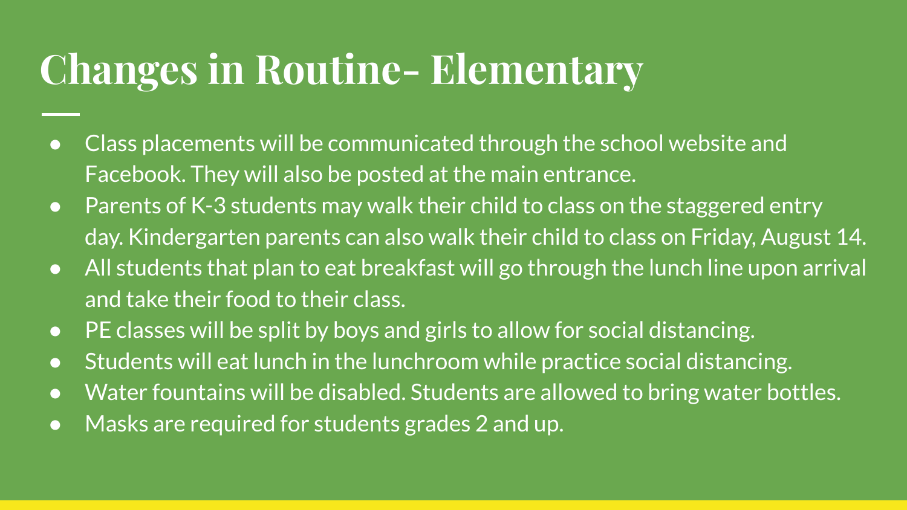# Changes in Routine- Elementary

- Class placements will be communicated through the school website and Facebook. They will also be posted at the main entrance.
- Parents of K-3 students may walk their child to class on the staggered entry day. Kindergarten parents can also walk their child to class on Friday, August 14.
- All students that plan to eat breakfast will go through the lunch line upon arrival and take their food to their class.
- PE classes will be split by boys and girls to allow for social distancing.
- Students will eat lunch in the lunchroom while practice social distancing.
- Water fountains will be disabled. Students are allowed to bring water bottles.
- Masks are required for students grades 2 and up.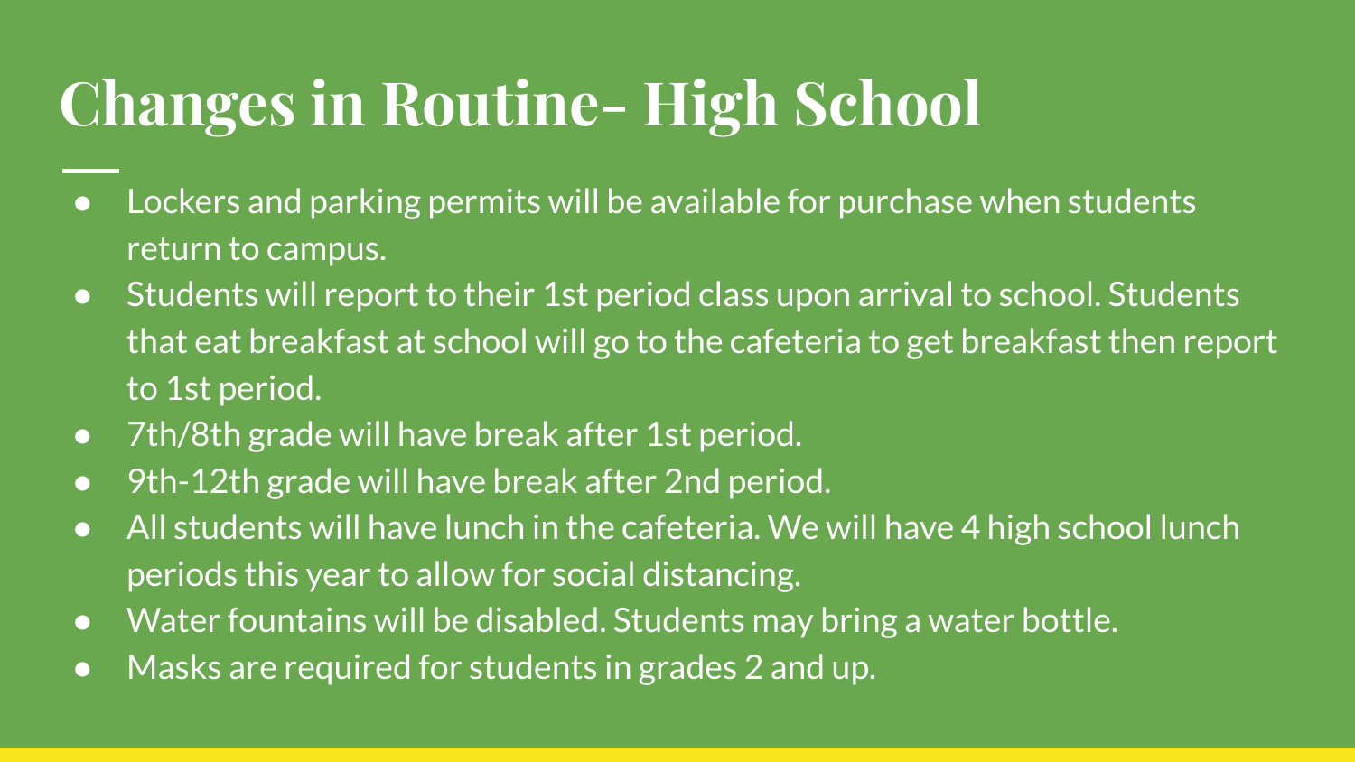# Changes in Routine- High School

- Lockers and parking permits will be available for purchase when students return to campus.
- Students will report to their 1st period class upon arrival to school. Students that eat breakfast at school will go to the cafeteria to get breakfast then report to 1st period.
- 7th/8th grade will have break after 1st period.
- 9th-12th grade will have break after 2nd period.
- All students will have lunch in the cafeteria. We will have 4 high school lunch periods this year to allow for social distancing.
- Water fountains will be disabled. Students may bring a water bottle.
- Masks are required for students in grades 2 and up.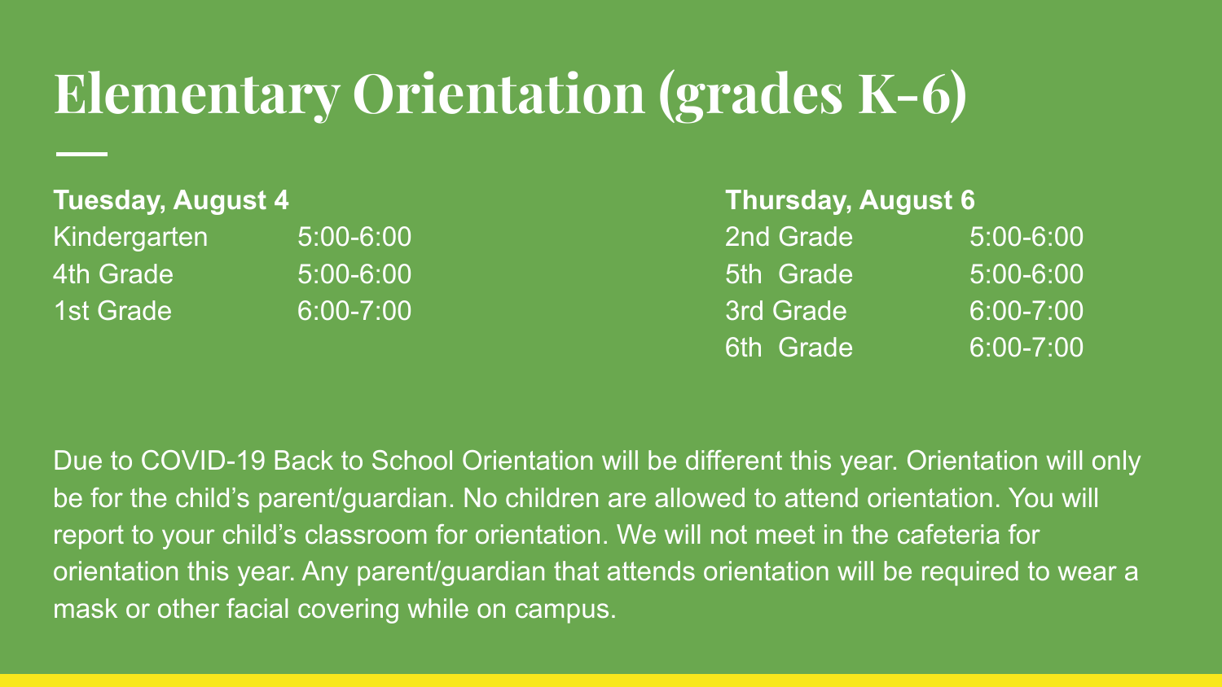# Elementary Orientation (grades K-6)

**Tuesday, August 4**

| | |
|---|---|
| Kindergarten | 5:00-6:00 |
| 4th Grade | 5:00-6:00 |
| 1st Grade | 6:00-7:00 |

**Thursday, August 6**

| | |
|---|---|
| 2nd Grade | 5:00-6:00 |
| 5th Grade | 5:00-6:00 |
| 3rd Grade | 6:00-7:00 |
| 6th Grade | 6:00-7:00 |

Due to COVID-19 Back to School Orientation will be different this year. Orientation will only be for the child's parent/guardian. No children are allowed to attend orientation. You will report to your child's classroom for orientation. We will not meet in the cafeteria for orientation this year. Any parent/guardian that attends orientation will be required to wear a mask or other facial covering while on campus.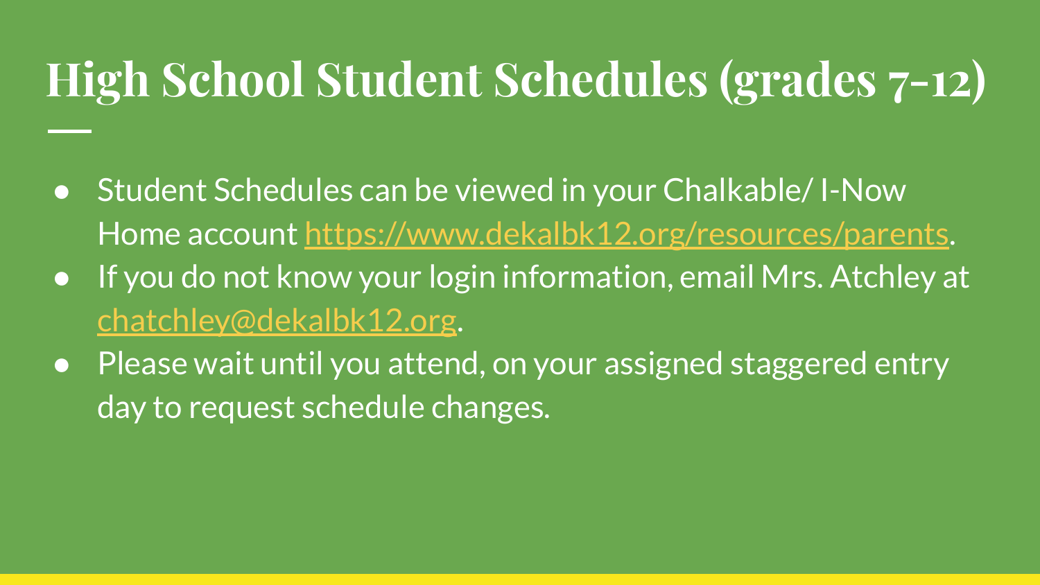# High School Student Schedules (grades 7-12)

- Student Schedules can be viewed in your Chalkable/ I-Now Home account https://www.dekalbk12.org/resources/parents.
- If you do not know your login information, email Mrs. Atchley at chatchley@dekalbk12.org.
- Please wait until you attend, on your assigned staggered entry day to request schedule changes.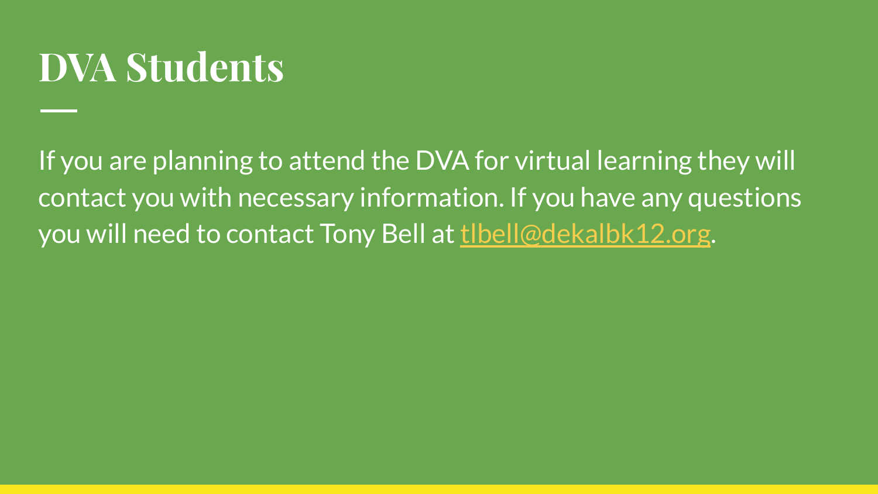# DVA Students

If you are planning to attend the DVA for virtual learning they will contact you with necessary information. If you have any questions you will need to contact Tony Bell at tlbell@dekalbk12.org.